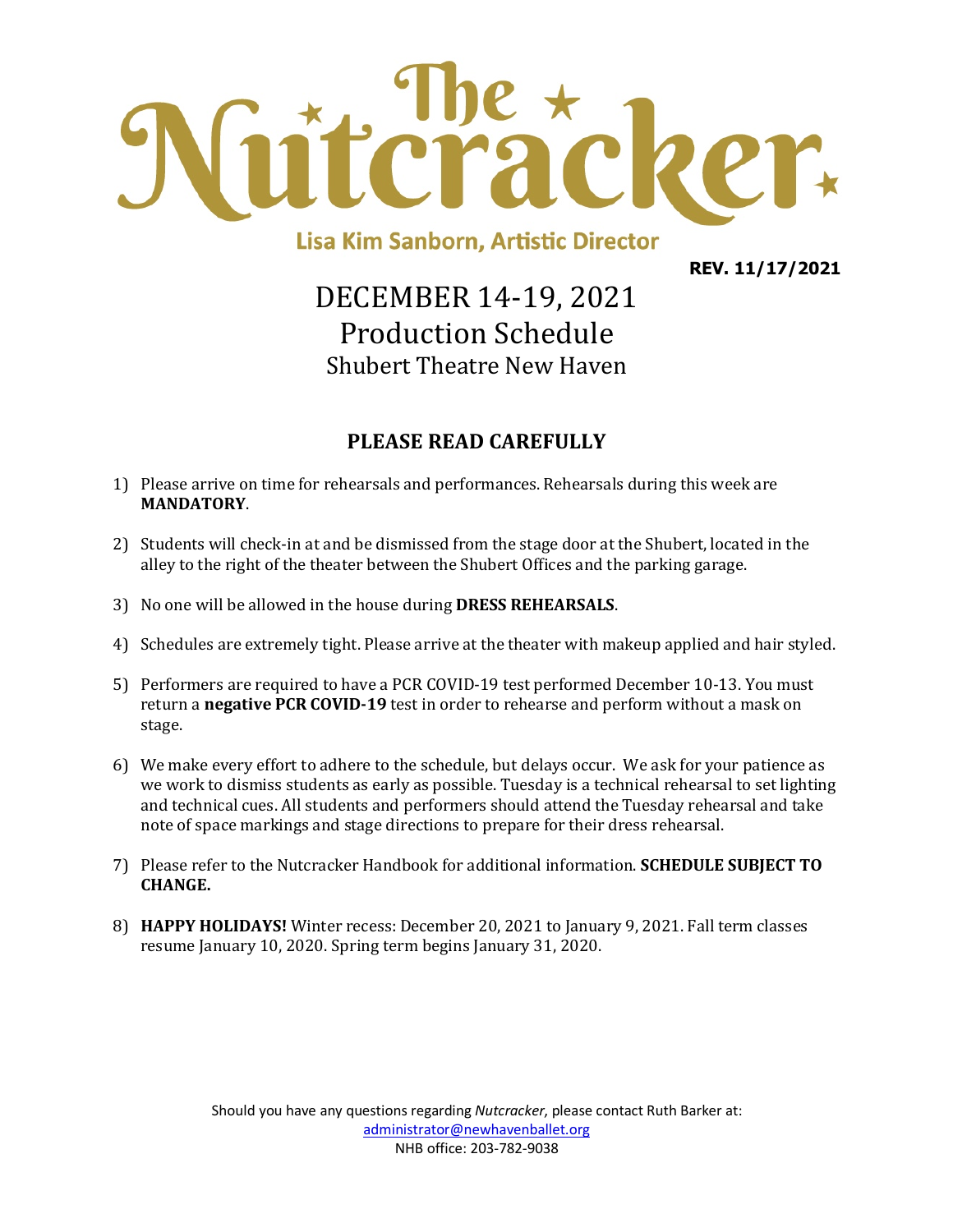# The Nutcracker

**Lisa Kim Sanborn, Artistic Director**

**REV. 11/17/2021**

## DECEMBER 14-19, 2021
## Production Schedule
### Shubert Theatre New Haven

### PLEASE READ CAREFULLY

1) Please arrive on time for rehearsals and performances. Rehearsals during this week are **MANDATORY**.

2) Students will check-in at and be dismissed from the stage door at the Shubert, located in the alley to the right of the theater between the Shubert Offices and the parking garage.

3) No one will be allowed in the house during **DRESS REHEARSALS**.

4) Schedules are extremely tight. Please arrive at the theater with makeup applied and hair styled.

5) Performers are required to have a PCR COVID-19 test performed December 10-13. You must return a **negative PCR COVID-19** test in order to rehearse and perform without a mask on stage.

6) We make every effort to adhere to the schedule, but delays occur. We ask for your patience as we work to dismiss students as early as possible. Tuesday is a technical rehearsal to set lighting and technical cues. All students and performers should attend the Tuesday rehearsal and take note of space markings and stage directions to prepare for their dress rehearsal.

7) Please refer to the Nutcracker Handbook for additional information. **SCHEDULE SUBJECT TO CHANGE.**

8) **HAPPY HOLIDAYS!** Winter recess: December 20, 2021 to January 9, 2021. Fall term classes resume January 10, 2020. Spring term begins January 31, 2020.

Should you have any questions regarding *Nutcracker,* please contact Ruth Barker at:
administrator@newhavenballet.org
NHB office: 203-782-9038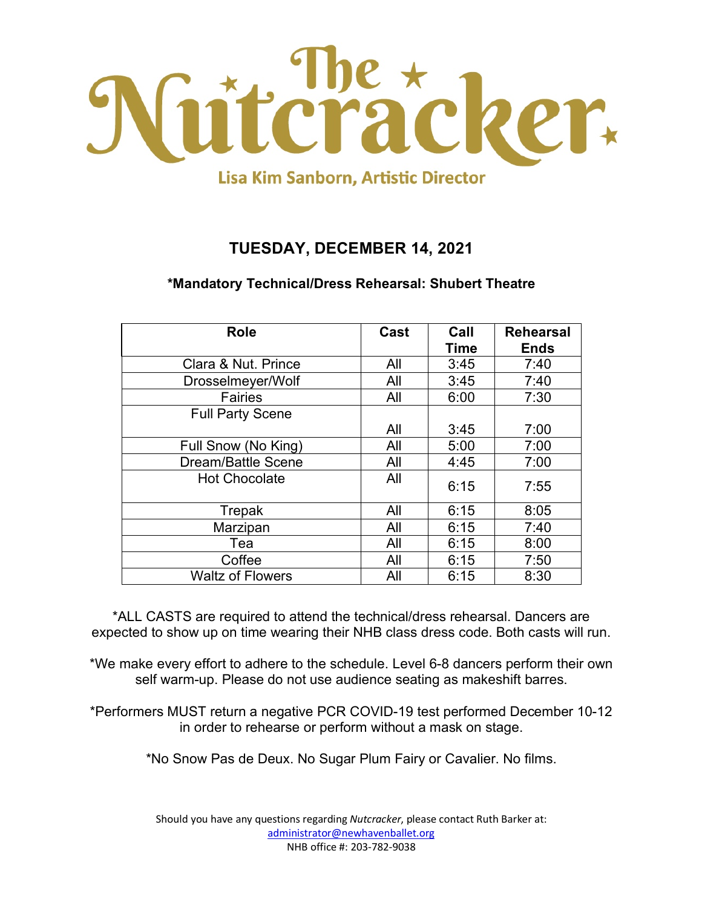# The Nutcracker

Lisa Kim Sanborn, Artistic Director

## TUESDAY, DECEMBER 14, 2021

**\*Mandatory Technical/Dress Rehearsal: Shubert Theatre**

| Role | Cast | Call Time | Rehearsal Ends |
|---|---|---|---|
| Clara & Nut. Prince | All | 3:45 | 7:40 |
| Drosselmeyer/Wolf | All | 3:45 | 7:40 |
| Fairies | All | 6:00 | 7:30 |
| Full Party Scene | All | 3:45 | 7:00 |
| Full Snow (No King) | All | 5:00 | 7:00 |
| Dream/Battle Scene | All | 4:45 | 7:00 |
| Hot Chocolate | All | 6:15 | 7:55 |
| Trepak | All | 6:15 | 8:05 |
| Marzipan | All | 6:15 | 7:40 |
| Tea | All | 6:15 | 8:00 |
| Coffee | All | 6:15 | 7:50 |
| Waltz of Flowers | All | 6:15 | 8:30 |

*ALL CASTS are required to attend the technical/dress rehearsal. Dancers are expected to show up on time wearing their NHB class dress code. Both casts will run.

*We make every effort to adhere to the schedule. Level 6-8 dancers perform their own self warm-up. Please do not use audience seating as makeshift barres.

*Performers MUST return a negative PCR COVID-19 test performed December 10-12 in order to rehearse or perform without a mask on stage.

*No Snow Pas de Deux. No Sugar Plum Fairy or Cavalier. No films.

Should you have any questions regarding *Nutcracker,* please contact Ruth Barker at:
administrator@newhavenballet.org
NHB office #: 203-782-9038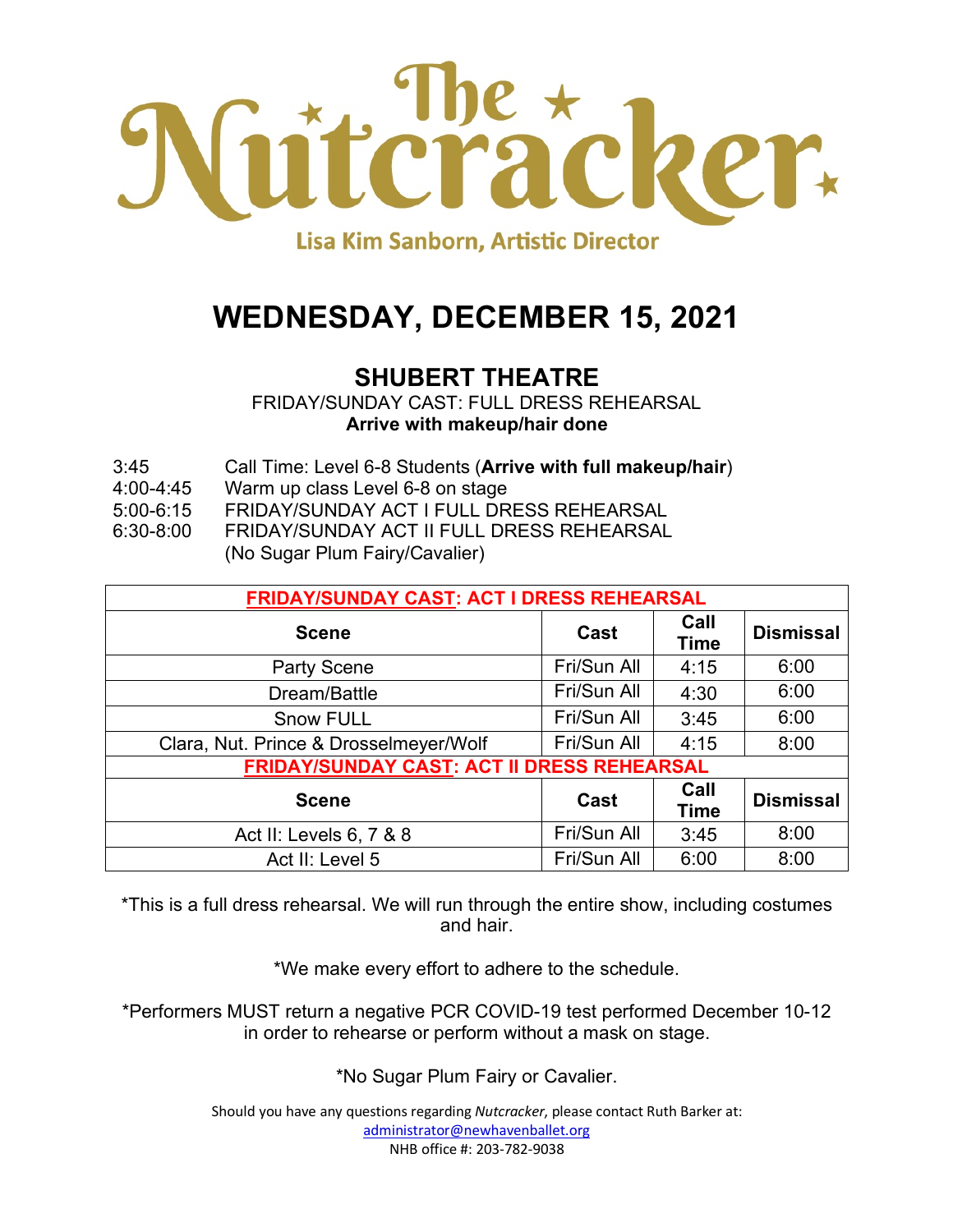# The Nutcracker

Lisa Kim Sanborn, Artistic Director

# WEDNESDAY, DECEMBER 15, 2021

## SHUBERT THEATRE

FRIDAY/SUNDAY CAST: FULL DRESS REHEARSAL

**Arrive with makeup/hair done**

| | |
|---|---|
| 3:45 | Call Time: Level 6-8 Students (**Arrive with full makeup/hair**) |
| 4:00-4:45 | Warm up class Level 6-8 on stage |
| 5:00-6:15 | FRIDAY/SUNDAY ACT I FULL DRESS REHEARSAL |
| 6:30-8:00 | FRIDAY/SUNDAY ACT II FULL DRESS REHEARSAL (No Sugar Plum Fairy/Cavalier) |

| FRIDAY/SUNDAY CAST: ACT I DRESS REHEARSAL | | | |
|---|---|---|---|
| **Scene** | **Cast** | **Call Time** | **Dismissal** |
| Party Scene | Fri/Sun All | 4:15 | 6:00 |
| Dream/Battle | Fri/Sun All | 4:30 | 6:00 |
| Snow FULL | Fri/Sun All | 3:45 | 6:00 |
| Clara, Nut. Prince & Drosselmeyer/Wolf | Fri/Sun All | 4:15 | 8:00 |
| **FRIDAY/SUNDAY CAST: ACT II DRESS REHEARSAL** | | | |
| **Scene** | **Cast** | **Call Time** | **Dismissal** |
| Act II: Levels 6, 7 & 8 | Fri/Sun All | 3:45 | 8:00 |
| Act II: Level 5 | Fri/Sun All | 6:00 | 8:00 |

*This is a full dress rehearsal. We will run through the entire show, including costumes and hair.

*We make every effort to adhere to the schedule.

*Performers MUST return a negative PCR COVID-19 test performed December 10-12 in order to rehearse or perform without a mask on stage.

*No Sugar Plum Fairy or Cavalier.

Should you have any questions regarding *Nutcracker,* please contact Ruth Barker at:
administrator@newhavenballet.org
NHB office #: 203-782-9038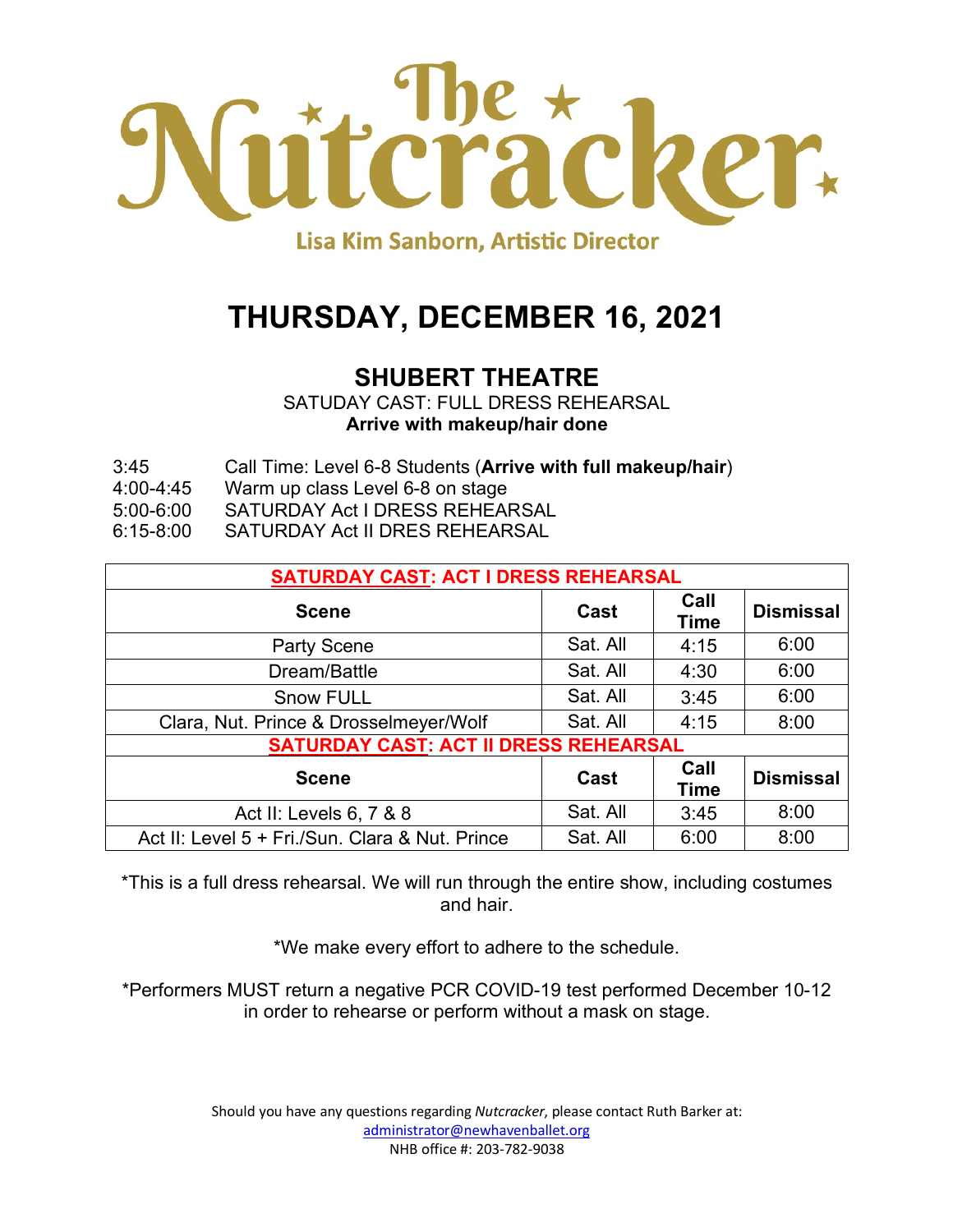# The Nutcracker

Lisa Kim Sanborn, Artistic Director

# THURSDAY, DECEMBER 16, 2021

## SHUBERT THEATRE

SATUDAY CAST: FULL DRESS REHEARSAL

**Arrive with makeup/hair done**

3:45 Call Time: Level 6-8 Students (**Arrive with full makeup/hair**)
4:00-4:45 Warm up class Level 6-8 on stage
5:00-6:00 SATURDAY Act I DRESS REHEARSAL
6:15-8:00 SATURDAY Act II DRES REHEARSAL

| **SATURDAY CAST: ACT I DRESS REHEARSAL** | | | |
|---|---|---|---|
| **Scene** | **Cast** | **Call Time** | **Dismissal** |
| Party Scene | Sat. All | 4:15 | 6:00 |
| Dream/Battle | Sat. All | 4:30 | 6:00 |
| Snow FULL | Sat. All | 3:45 | 6:00 |
| Clara, Nut. Prince & Drosselmeyer/Wolf | Sat. All | 4:15 | 8:00 |
| **SATURDAY CAST: ACT II DRESS REHEARSAL** | | | |
| **Scene** | **Cast** | **Call Time** | **Dismissal** |
| Act II: Levels 6, 7 & 8 | Sat. All | 3:45 | 8:00 |
| Act II: Level 5 + Fri./Sun. Clara & Nut. Prince | Sat. All | 6:00 | 8:00 |

*This is a full dress rehearsal. We will run through the entire show, including costumes and hair.

*We make every effort to adhere to the schedule.

*Performers MUST return a negative PCR COVID-19 test performed December 10-12 in order to rehearse or perform without a mask on stage.

Should you have any questions regarding *Nutcracker,* please contact Ruth Barker at:
administrator@newhavenballet.org
NHB office #: 203-782-9038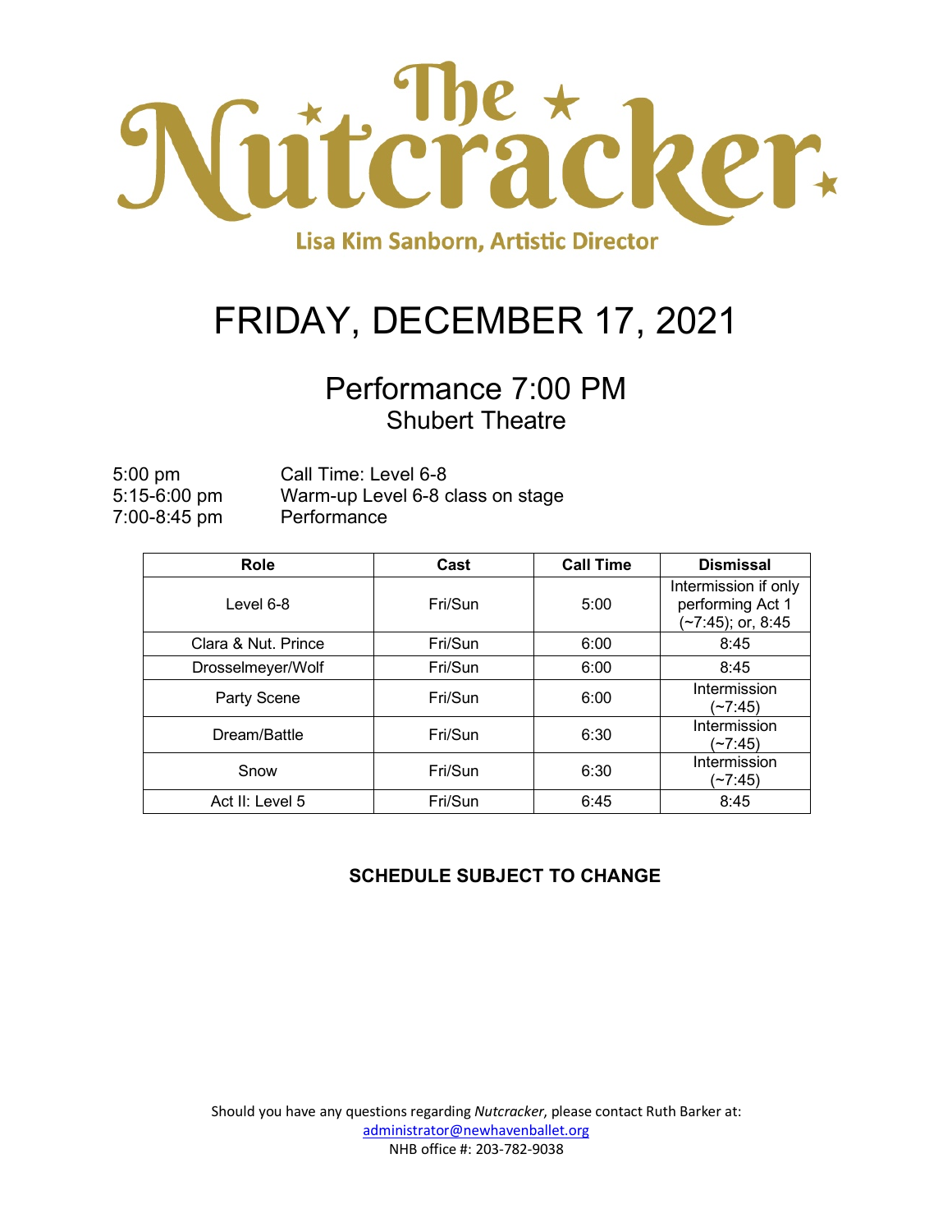# The Nutcracker

Lisa Kim Sanborn, Artistic Director

# FRIDAY, DECEMBER 17, 2021

## Performance 7:00 PM

### Shubert Theatre

5:00 pm — Call Time: Level 6-8
5:15-6:00 pm — Warm-up Level 6-8 class on stage
7:00-8:45 pm — Performance

| Role | Cast | Call Time | Dismissal |
|---|---|---|---|
| Level 6-8 | Fri/Sun | 5:00 | Intermission if only performing Act 1 (~7:45); or, 8:45 |
| Clara & Nut. Prince | Fri/Sun | 6:00 | 8:45 |
| Drosselmeyer/Wolf | Fri/Sun | 6:00 | 8:45 |
| Party Scene | Fri/Sun | 6:00 | Intermission (~7:45) |
| Dream/Battle | Fri/Sun | 6:30 | Intermission (~7:45) |
| Snow | Fri/Sun | 6:30 | Intermission (~7:45) |
| Act II: Level 5 | Fri/Sun | 6:45 | 8:45 |

**SCHEDULE SUBJECT TO CHANGE**

Should you have any questions regarding *Nutcracker,* please contact Ruth Barker at:
administrator@newhavenballet.org
NHB office #: 203-782-9038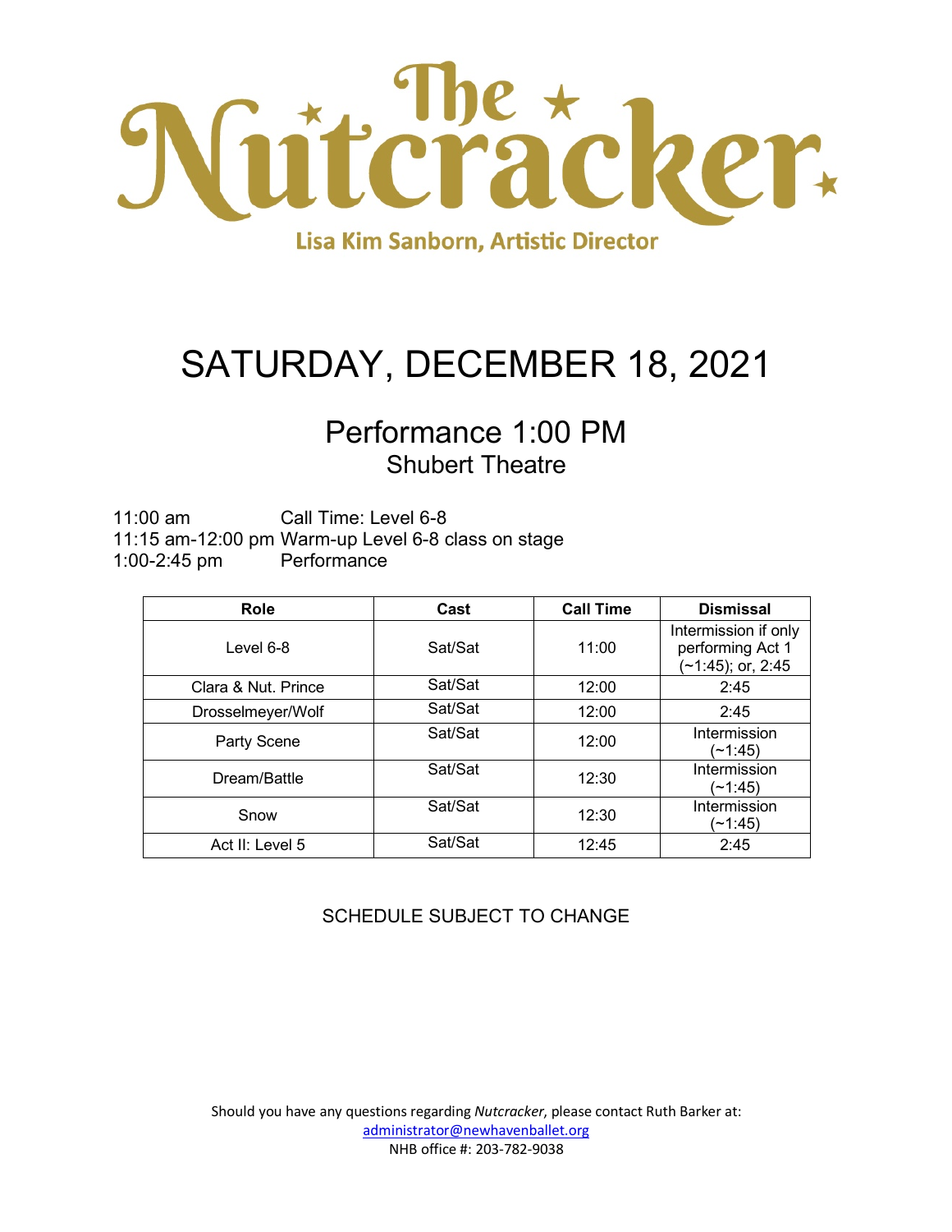# The Nutcracker

Lisa Kim Sanborn, Artistic Director

# SATURDAY, DECEMBER 18, 2021

## Performance 1:00 PM

### Shubert Theatre

11:00 am Call Time: Level 6-8
11:15 am-12:00 pm Warm-up Level 6-8 class on stage
1:00-2:45 pm Performance

| Role | Cast | Call Time | Dismissal |
|---|---|---|---|
| Level 6-8 | Sat/Sat | 11:00 | Intermission if only performing Act 1 (~1:45); or, 2:45 |
| Clara & Nut. Prince | Sat/Sat | 12:00 | 2:45 |
| Drosselmeyer/Wolf | Sat/Sat | 12:00 | 2:45 |
| Party Scene | Sat/Sat | 12:00 | Intermission (~1:45) |
| Dream/Battle | Sat/Sat | 12:30 | Intermission (~1:45) |
| Snow | Sat/Sat | 12:30 | Intermission (~1:45) |
| Act II: Level 5 | Sat/Sat | 12:45 | 2:45 |

SCHEDULE SUBJECT TO CHANGE

Should you have any questions regarding *Nutcracker*, please contact Ruth Barker at:
administrator@newhavenballet.org
NHB office #: 203-782-9038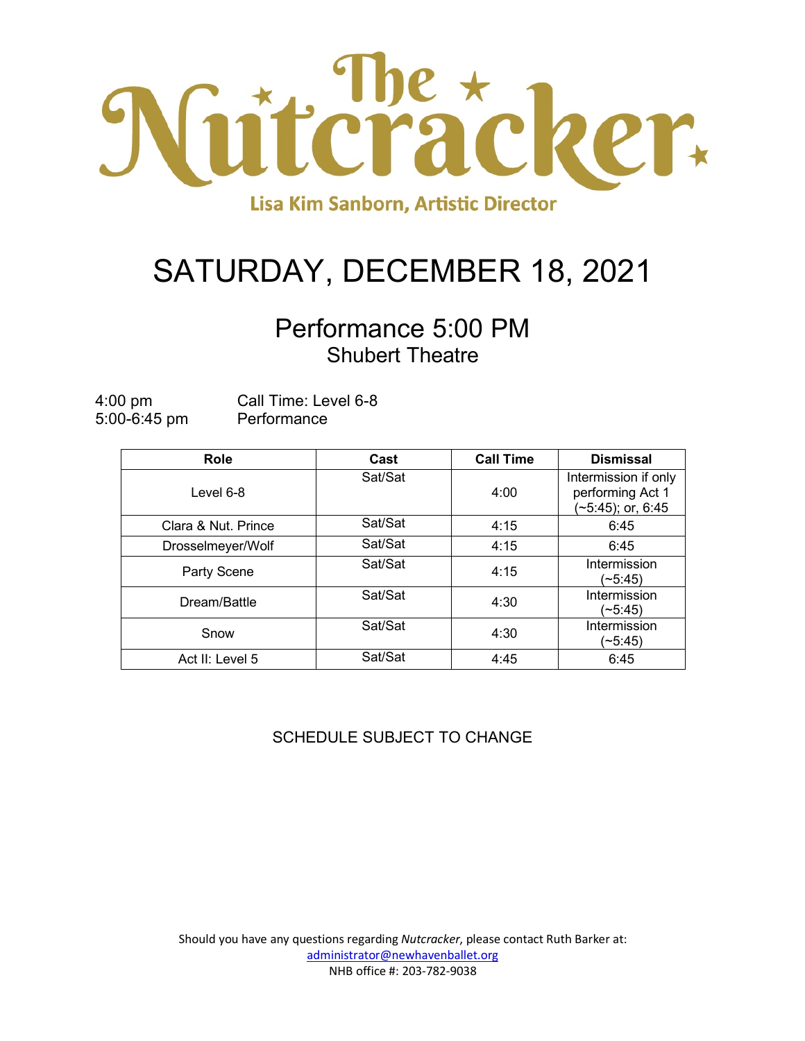# The Nutcracker

Lisa Kim Sanborn, Artistic Director

## SATURDAY, DECEMBER 18, 2021

### Performance 5:00 PM

Shubert Theatre

4:00 pm Call Time: Level 6-8
5:00-6:45 pm Performance

| Role | Cast | Call Time | Dismissal |
|---|---|---|---|
| Level 6-8 | Sat/Sat | 4:00 | Intermission if only performing Act 1 (~5:45); or, 6:45 |
| Clara & Nut. Prince | Sat/Sat | 4:15 | 6:45 |
| Drosselmeyer/Wolf | Sat/Sat | 4:15 | 6:45 |
| Party Scene | Sat/Sat | 4:15 | Intermission (~5:45) |
| Dream/Battle | Sat/Sat | 4:30 | Intermission (~5:45) |
| Snow | Sat/Sat | 4:30 | Intermission (~5:45) |
| Act II: Level 5 | Sat/Sat | 4:45 | 6:45 |

SCHEDULE SUBJECT TO CHANGE

Should you have any questions regarding *Nutcracker*, please contact Ruth Barker at:
administrator@newhavenballet.org
NHB office #: 203-782-9038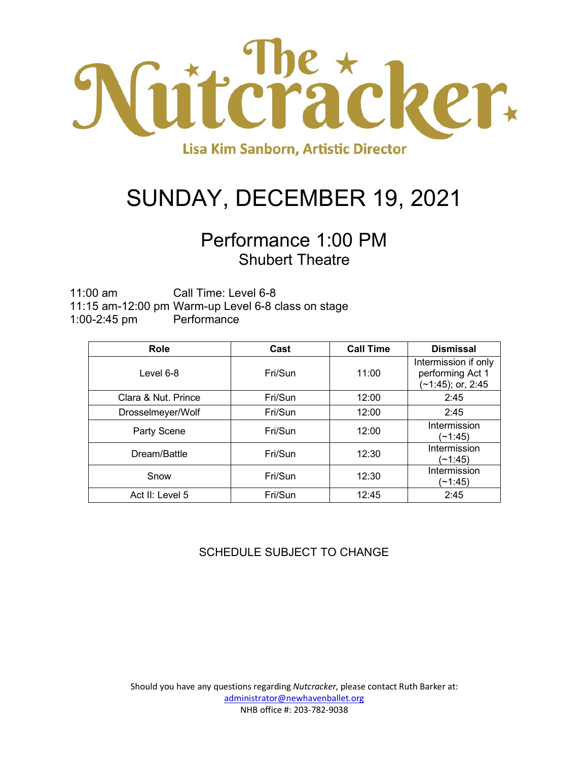# The Nutcracker

Lisa Kim Sanborn, Artistic Director

# SUNDAY, DECEMBER 19, 2021

## Performance 1:00 PM

Shubert Theatre

11:00 am Call Time: Level 6-8
11:15 am-12:00 pm Warm-up Level 6-8 class on stage
1:00-2:45 pm Performance

| Role | Cast | Call Time | Dismissal |
|---|---|---|---|
| Level 6-8 | Fri/Sun | 11:00 | Intermission if only performing Act 1 (~1:45); or, 2:45 |
| Clara & Nut. Prince | Fri/Sun | 12:00 | 2:45 |
| Drosselmeyer/Wolf | Fri/Sun | 12:00 | 2:45 |
| Party Scene | Fri/Sun | 12:00 | Intermission (~1:45) |
| Dream/Battle | Fri/Sun | 12:30 | Intermission (~1:45) |
| Snow | Fri/Sun | 12:30 | Intermission (~1:45) |
| Act II: Level 5 | Fri/Sun | 12:45 | 2:45 |

SCHEDULE SUBJECT TO CHANGE

Should you have any questions regarding *Nutcracker,* please contact Ruth Barker at:
administrator@newhavenballet.org
NHB office #: 203-782-9038